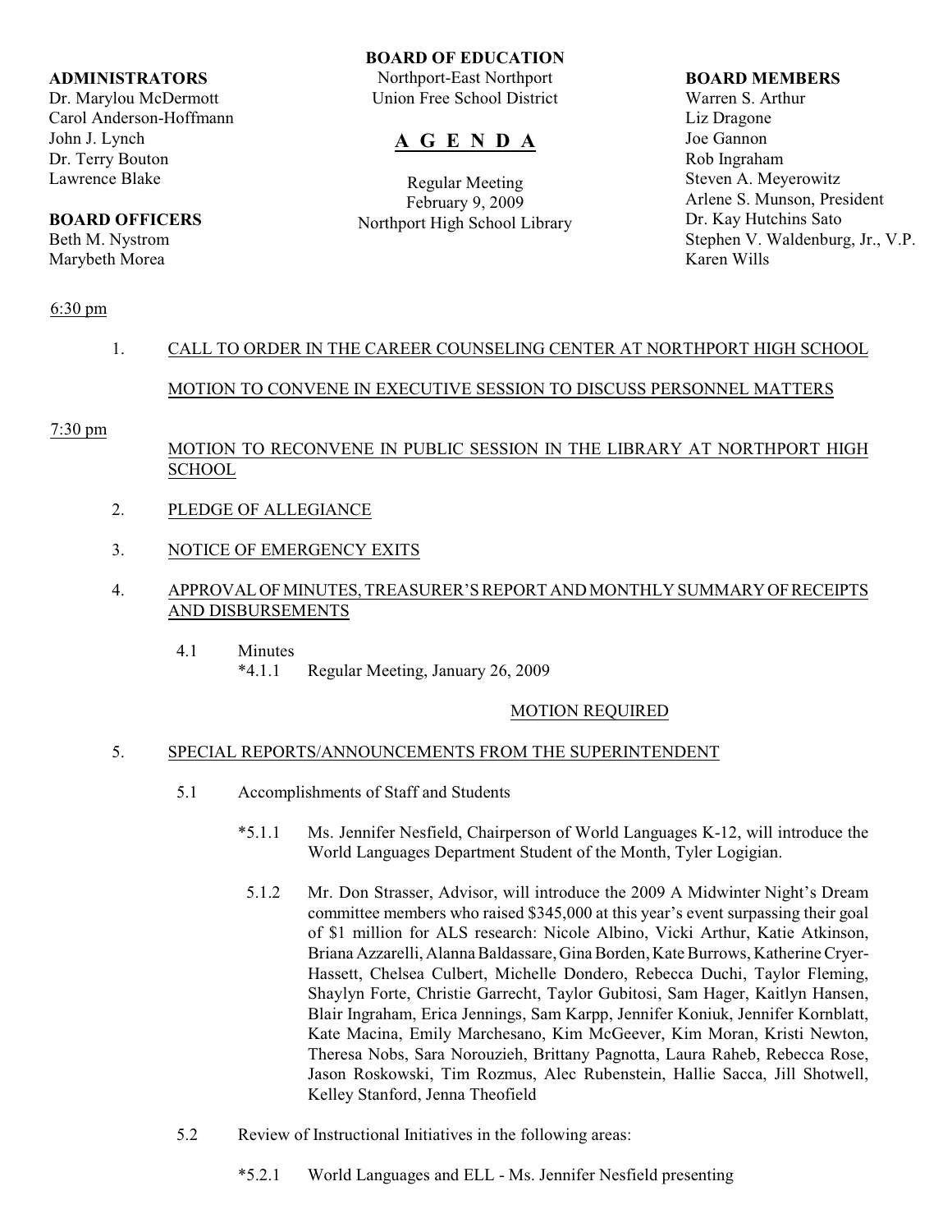**BOARD OF EDUCATION**
Northport-East Northport
Union Free School District

# A G E N D A

Regular Meeting
February 9, 2009
Northport High School Library

**ADMINISTRATORS**
Dr. Marylou McDermott
Carol Anderson-Hoffmann
John J. Lynch
Dr. Terry Bouton
Lawrence Blake

**BOARD OFFICERS**
Beth M. Nystrom
Marybeth Morea

**BOARD MEMBERS**
Warren S. Arthur
Liz Dragone
Joe Gannon
Rob Ingraham
Steven A. Meyerowitz
Arlene S. Munson, President
Dr. Kay Hutchins Sato
Stephen V. Waldenburg, Jr., V.P.
Karen Wills

6:30 pm

1. CALL TO ORDER IN THE CAREER COUNSELING CENTER AT NORTHPORT HIGH SCHOOL

   MOTION TO CONVENE IN EXECUTIVE SESSION TO DISCUSS PERSONNEL MATTERS

7:30 pm

   MOTION TO RECONVENE IN PUBLIC SESSION IN THE LIBRARY AT NORTHPORT HIGH SCHOOL

2. PLEDGE OF ALLEGIANCE

3. NOTICE OF EMERGENCY EXITS

4. APPROVAL OF MINUTES, TREASURER'S REPORT AND MONTHLY SUMMARY OF RECEIPTS AND DISBURSEMENTS

   4.1 Minutes
   *4.1.1 Regular Meeting, January 26, 2009

   MOTION REQUIRED

5. SPECIAL REPORTS/ANNOUNCEMENTS FROM THE SUPERINTENDENT

   5.1 Accomplishments of Staff and Students

   *5.1.1 Ms. Jennifer Nesfield, Chairperson of World Languages K-12, will introduce the World Languages Department Student of the Month, Tyler Logigian.

   5.1.2 Mr. Don Strasser, Advisor, will introduce the 2009 A Midwinter Night's Dream committee members who raised $345,000 at this year's event surpassing their goal of $1 million for ALS research: Nicole Albino, Vicki Arthur, Katie Atkinson, Briana Azzarelli, Alanna Baldassare, Gina Borden, Kate Burrows, Katherine Cryer-Hassett, Chelsea Culbert, Michelle Dondero, Rebecca Duchi, Taylor Fleming, Shaylyn Forte, Christie Garrecht, Taylor Gubitosi, Sam Hager, Kaitlyn Hansen, Blair Ingraham, Erica Jennings, Sam Karpp, Jennifer Koniuk, Jennifer Kornblatt, Kate Macina, Emily Marchesano, Kim McGeever, Kim Moran, Kristi Newton, Theresa Nobs, Sara Norouzieh, Brittany Pagnotta, Laura Raheb, Rebecca Rose, Jason Roskowski, Tim Rozmus, Alec Rubenstein, Hallie Sacca, Jill Shotwell, Kelley Stanford, Jenna Theofield

   5.2 Review of Instructional Initiatives in the following areas:

   *5.2.1 World Languages and ELL - Ms. Jennifer Nesfield presenting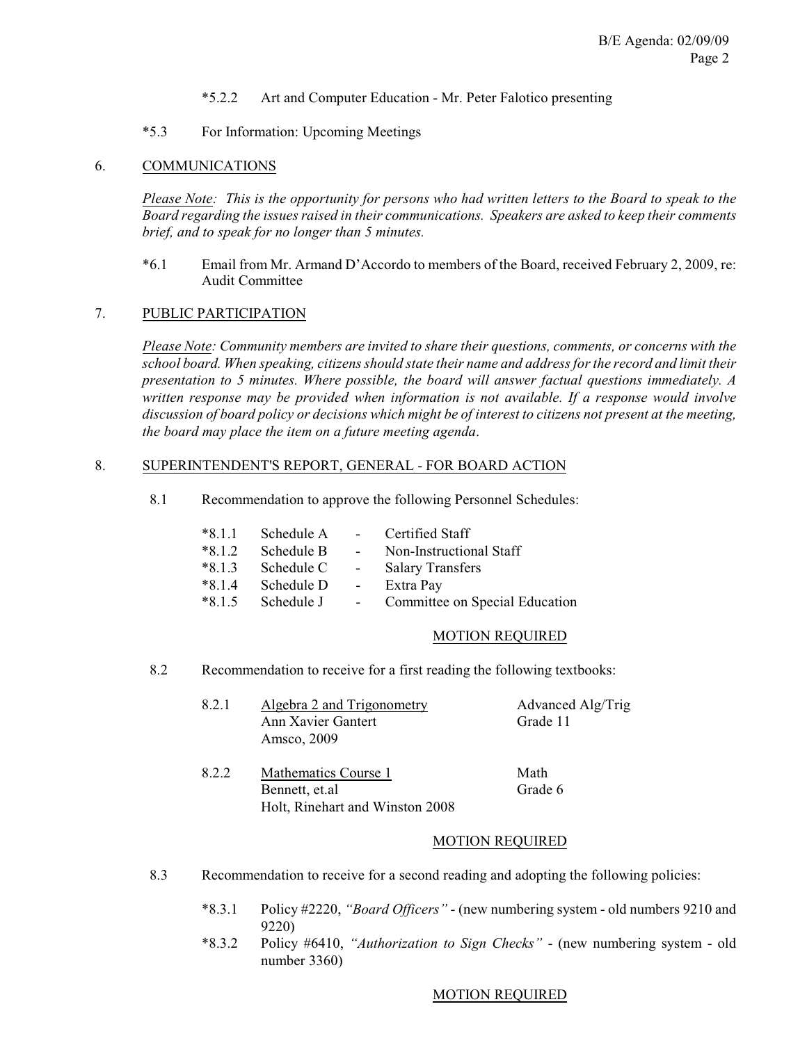*5.2.2 Art and Computer Education - Mr. Peter Falotico presenting

*5.3 For Information: Upcoming Meetings

## 6. COMMUNICATIONS

*Please Note: This is the opportunity for persons who had written letters to the Board to speak to the Board regarding the issues raised in their communications. Speakers are asked to keep their comments brief, and to speak for no longer than 5 minutes.*

*6.1 Email from Mr. Armand D'Accordo to members of the Board, received February 2, 2009, re: Audit Committee

## 7. PUBLIC PARTICIPATION

*Please Note: Community members are invited to share their questions, comments, or concerns with the school board. When speaking, citizens should state their name and address for the record and limit their presentation to 5 minutes. Where possible, the board will answer factual questions immediately. A written response may be provided when information is not available. If a response would involve discussion of board policy or decisions which might be of interest to citizens not present at the meeting, the board may place the item on a future meeting agenda.*

## 8. SUPERINTENDENT'S REPORT, GENERAL - FOR BOARD ACTION

8.1 Recommendation to approve the following Personnel Schedules:

*8.1.1 Schedule A - Certified Staff
*8.1.2 Schedule B - Non-Instructional Staff
*8.1.3 Schedule C - Salary Transfers
*8.1.4 Schedule D - Extra Pay
*8.1.5 Schedule J - Committee on Special Education

MOTION REQUIRED

8.2 Recommendation to receive for a first reading the following textbooks:

8.2.1 Algebra 2 and Trigonometry — Advanced Alg/Trig, Grade 11
Ann Xavier Gantert
Amsco, 2009

8.2.2 Mathematics Course 1 — Math, Grade 6
Bennett, et.al
Holt, Rinehart and Winston 2008

MOTION REQUIRED

8.3 Recommendation to receive for a second reading and adopting the following policies:

*8.3.1 Policy #2220, *"Board Officers"* - (new numbering system - old numbers 9210 and 9220)
*8.3.2 Policy #6410, *"Authorization to Sign Checks"* - (new numbering system - old number 3360)

MOTION REQUIRED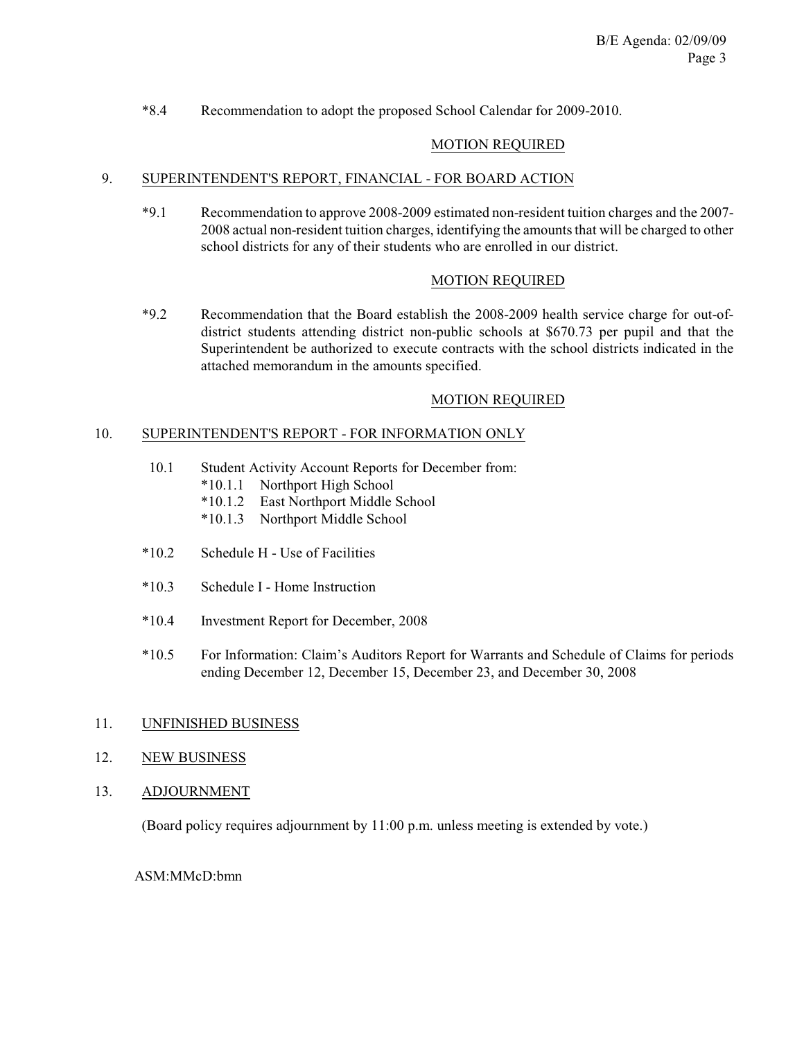*8.4 Recommendation to adopt the proposed School Calendar for 2009-2010.

MOTION REQUIRED

9. SUPERINTENDENT'S REPORT, FINANCIAL - FOR BOARD ACTION

*9.1 Recommendation to approve 2008-2009 estimated non-resident tuition charges and the 2007-2008 actual non-resident tuition charges, identifying the amounts that will be charged to other school districts for any of their students who are enrolled in our district.

MOTION REQUIRED

*9.2 Recommendation that the Board establish the 2008-2009 health service charge for out-of-district students attending district non-public schools at $670.73 per pupil and that the Superintendent be authorized to execute contracts with the school districts indicated in the attached memorandum in the amounts specified.

MOTION REQUIRED

10. SUPERINTENDENT'S REPORT - FOR INFORMATION ONLY

10.1 Student Activity Account Reports for December from:
*10.1.1 Northport High School
*10.1.2 East Northport Middle School
*10.1.3 Northport Middle School

*10.2 Schedule H - Use of Facilities

*10.3 Schedule I - Home Instruction

*10.4 Investment Report for December, 2008

*10.5 For Information: Claim's Auditors Report for Warrants and Schedule of Claims for periods ending December 12, December 15, December 23, and December 30, 2008

11. UNFINISHED BUSINESS

12. NEW BUSINESS

13. ADJOURNMENT

(Board policy requires adjournment by 11:00 p.m. unless meeting is extended by vote.)

ASM:MMcD:bmn